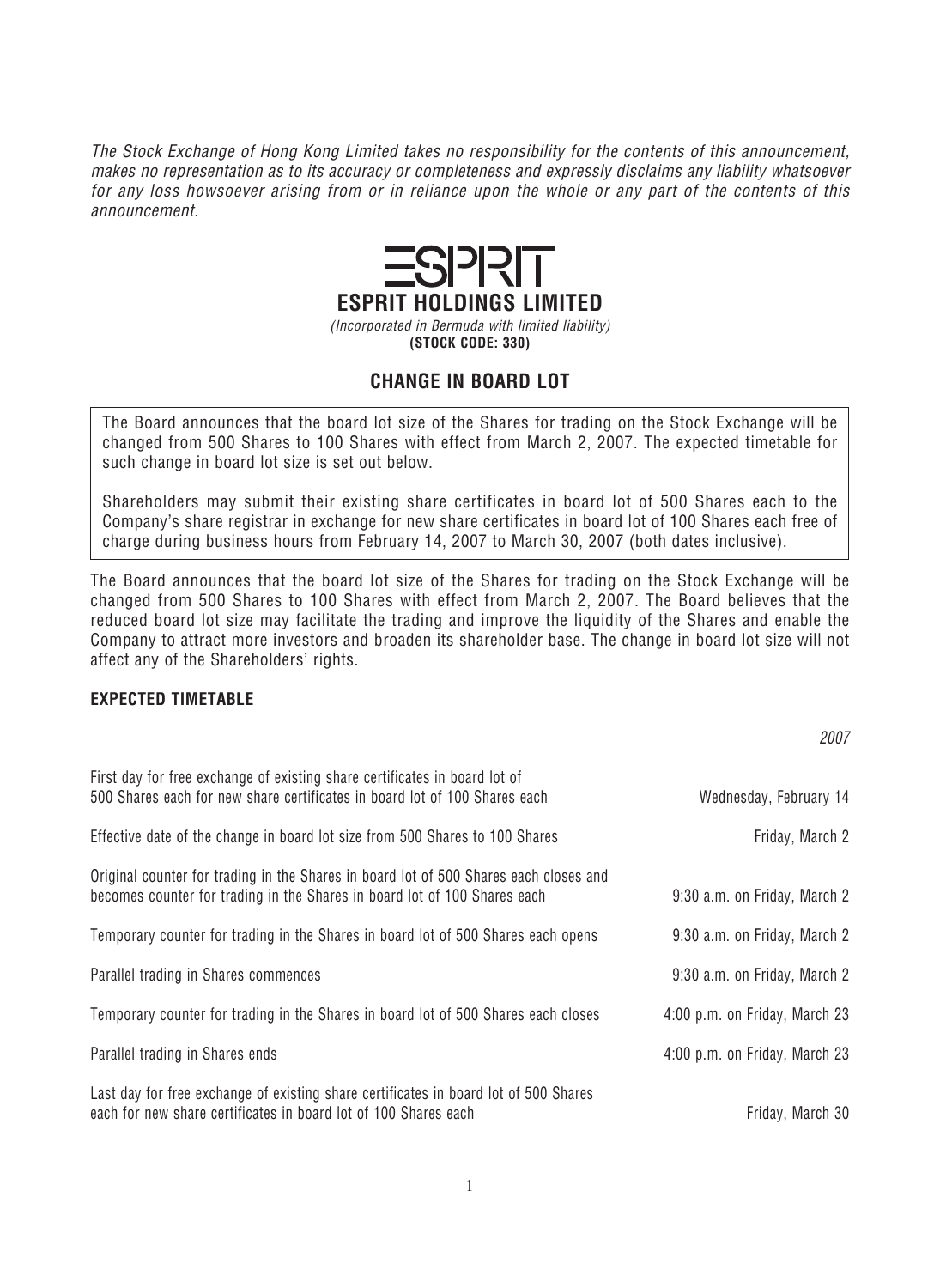*The Stock Exchange of Hong Kong Limited takes no responsibility for the contents of this announcement, makes no representation as to its accuracy or completeness and expressly disclaims any liability whatsoever for any loss howsoever arising from or in reliance upon the whole or any part of the contents of this announcement.*

# ESPRIT HOLDINGS LIMITED

*(Incorporated in Bermuda with limited liability)*

**(STOCK CODE: 330)**

## CHANGE IN BOARD LOT

The Board announces that the board lot size of the Shares for trading on the Stock Exchange will be changed from 500 Shares to 100 Shares with effect from March 2, 2007. The expected timetable for such change in board lot size is set out below.

Shareholders may submit their existing share certificates in board lot of 500 Shares each to the Company's share registrar in exchange for new share certificates in board lot of 100 Shares each free of charge during business hours from February 14, 2007 to March 30, 2007 (both dates inclusive).

The Board announces that the board lot size of the Shares for trading on the Stock Exchange will be changed from 500 Shares to 100 Shares with effect from March 2, 2007. The Board believes that the reduced board lot size may facilitate the trading and improve the liquidity of the Shares and enable the Company to attract more investors and broaden its shareholder base. The change in board lot size will not affect any of the Shareholders' rights.

### EXPECTED TIMETABLE

| | *2007* |
|---|---|
| First day for free exchange of existing share certificates in board lot of 500 Shares each for new share certificates in board lot of 100 Shares each | Wednesday, February 14 |
| Effective date of the change in board lot size from 500 Shares to 100 Shares | Friday, March 2 |
| Original counter for trading in the Shares in board lot of 500 Shares each closes and becomes counter for trading in the Shares in board lot of 100 Shares each | 9:30 a.m. on Friday, March 2 |
| Temporary counter for trading in the Shares in board lot of 500 Shares each opens | 9:30 a.m. on Friday, March 2 |
| Parallel trading in Shares commences | 9:30 a.m. on Friday, March 2 |
| Temporary counter for trading in the Shares in board lot of 500 Shares each closes | 4:00 p.m. on Friday, March 23 |
| Parallel trading in Shares ends | 4:00 p.m. on Friday, March 23 |
| Last day for free exchange of existing share certificates in board lot of 500 Shares each for new share certificates in board lot of 100 Shares each | Friday, March 30 |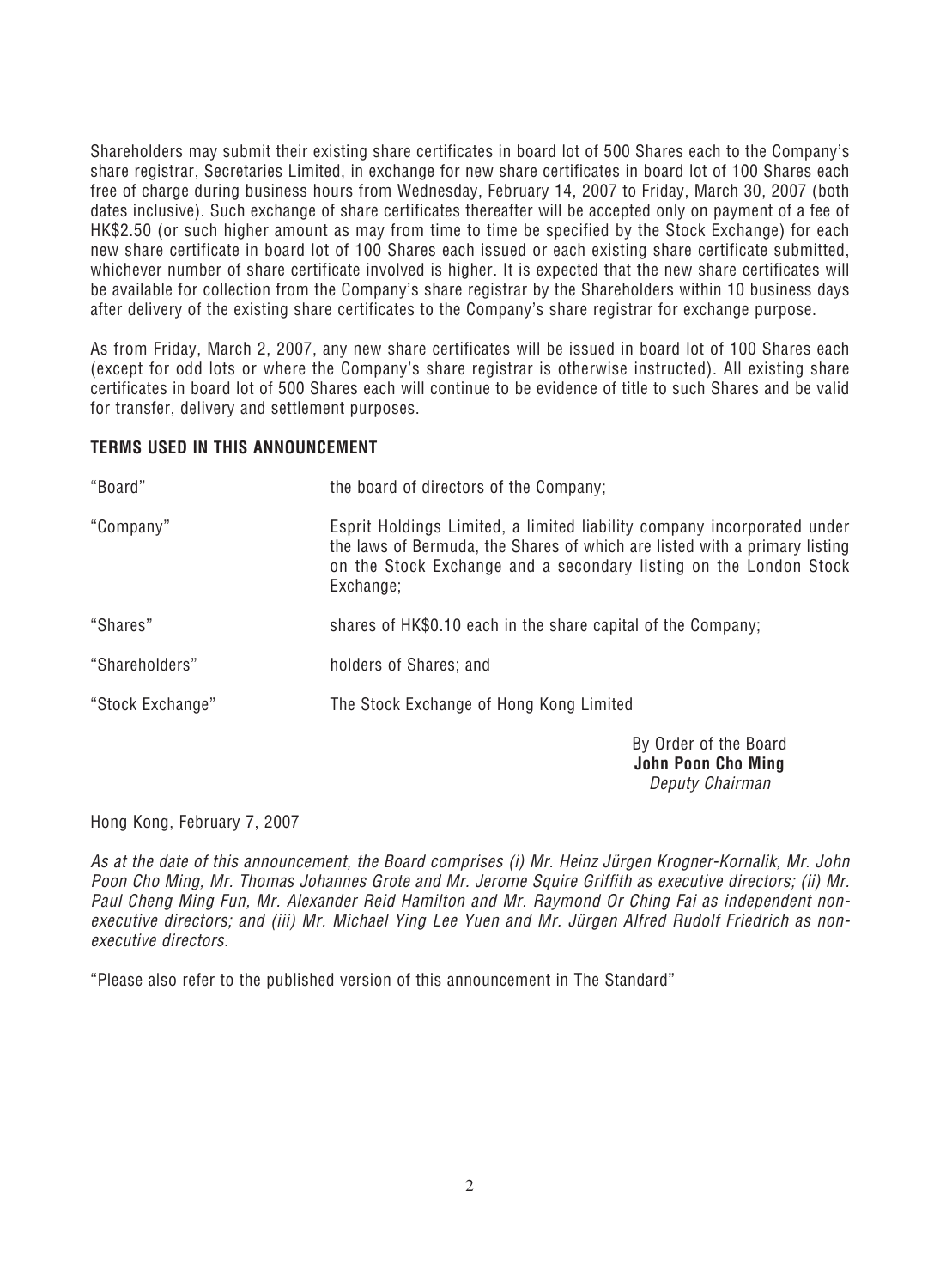Shareholders may submit their existing share certificates in board lot of 500 Shares each to the Company's share registrar, Secretaries Limited, in exchange for new share certificates in board lot of 100 Shares each free of charge during business hours from Wednesday, February 14, 2007 to Friday, March 30, 2007 (both dates inclusive). Such exchange of share certificates thereafter will be accepted only on payment of a fee of HK$2.50 (or such higher amount as may from time to time be specified by the Stock Exchange) for each new share certificate in board lot of 100 Shares each issued or each existing share certificate submitted, whichever number of share certificate involved is higher. It is expected that the new share certificates will be available for collection from the Company's share registrar by the Shareholders within 10 business days after delivery of the existing share certificates to the Company's share registrar for exchange purpose.

As from Friday, March 2, 2007, any new share certificates will be issued in board lot of 100 Shares each (except for odd lots or where the Company's share registrar is otherwise instructed). All existing share certificates in board lot of 500 Shares each will continue to be evidence of title to such Shares and be valid for transfer, delivery and settlement purposes.

**TERMS USED IN THIS ANNOUNCEMENT**

| | |
|---|---|
| "Board" | the board of directors of the Company; |
| "Company" | Esprit Holdings Limited, a limited liability company incorporated under the laws of Bermuda, the Shares of which are listed with a primary listing on the Stock Exchange and a secondary listing on the London Stock Exchange; |
| "Shares" | shares of HK$0.10 each in the share capital of the Company; |
| "Shareholders" | holders of Shares; and |
| "Stock Exchange" | The Stock Exchange of Hong Kong Limited |

By Order of the Board
**John Poon Cho Ming**
*Deputy Chairman*

Hong Kong, February 7, 2007

*As at the date of this announcement, the Board comprises (i) Mr. Heinz Jürgen Krogner-Kornalik, Mr. John Poon Cho Ming, Mr. Thomas Johannes Grote and Mr. Jerome Squire Griffith as executive directors; (ii) Mr. Paul Cheng Ming Fun, Mr. Alexander Reid Hamilton and Mr. Raymond Or Ching Fai as independent non-executive directors; and (iii) Mr. Michael Ying Lee Yuen and Mr. Jürgen Alfred Rudolf Friedrich as non-executive directors.*

"Please also refer to the published version of this announcement in The Standard"